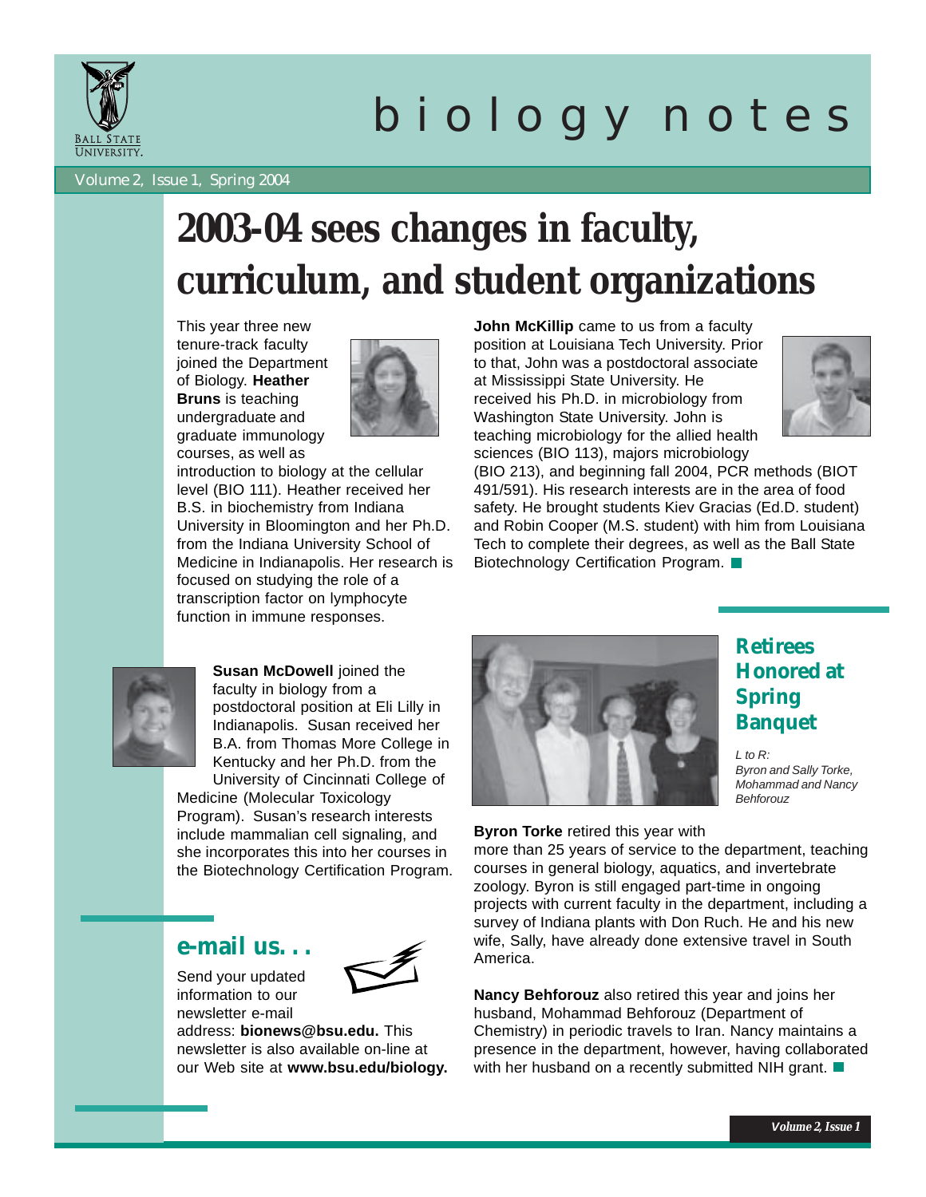# biology notes

Volume 2, Issue 1, Spring 2004

## 2003-04 sees changes in faculty, curriculum, and student organizations

This year three new tenure-track faculty joined the Department of Biology. **Heather Bruns** is teaching undergraduate and graduate immunology courses, as well as introduction to biology at the cellular level (BIO 111). Heather received her B.S. in biochemistry from Indiana University in Bloomington and her Ph.D. from the Indiana University School of Medicine in Indianapolis. Her research is focused on studying the role of a transcription factor on lymphocyte function in immune responses.

**John McKillip** came to us from a faculty position at Louisiana Tech University. Prior to that, John was a postdoctoral associate at Mississippi State University. He received his Ph.D. in microbiology from Washington State University. John is teaching microbiology for the allied health sciences (BIO 113), majors microbiology (BIO 213), and beginning fall 2004, PCR methods (BIOT 491/591). His research interests are in the area of food safety. He brought students Kiev Gracias (Ed.D. student) and Robin Cooper (M.S. student) with him from Louisiana Tech to complete their degrees, as well as the Ball State Biotechnology Certification Program. ■

**Susan McDowell** joined the faculty in biology from a postdoctoral position at Eli Lilly in Indianapolis. Susan received her B.A. from Thomas More College in Kentucky and her Ph.D. from the University of Cincinnati College of Medicine (Molecular Toxicology Program). Susan's research interests include mammalian cell signaling, and she incorporates this into her courses in the Biotechnology Certification Program.

## Retirees Honored at Spring Banquet

*L to R: Byron and Sally Torke, Mohammad and Nancy Behforouz*

**Byron Torke** retired this year with more than 25 years of service to the department, teaching courses in general biology, aquatics, and invertebrate zoology. Byron is still engaged part-time in ongoing projects with current faculty in the department, including a survey of Indiana plants with Don Ruch. He and his new wife, Sally, have already done extensive travel in South America.

**Nancy Behforouz** also retired this year and joins her husband, Mohammad Behforouz (Department of Chemistry) in periodic travels to Iran. Nancy maintains a presence in the department, however, having collaborated with her husband on a recently submitted NIH grant. ■

## e-mail us. . .

Send your updated information to our newsletter e-mail address: **bionews@bsu.edu.** This newsletter is also available on-line at our Web site at **www.bsu.edu/biology.**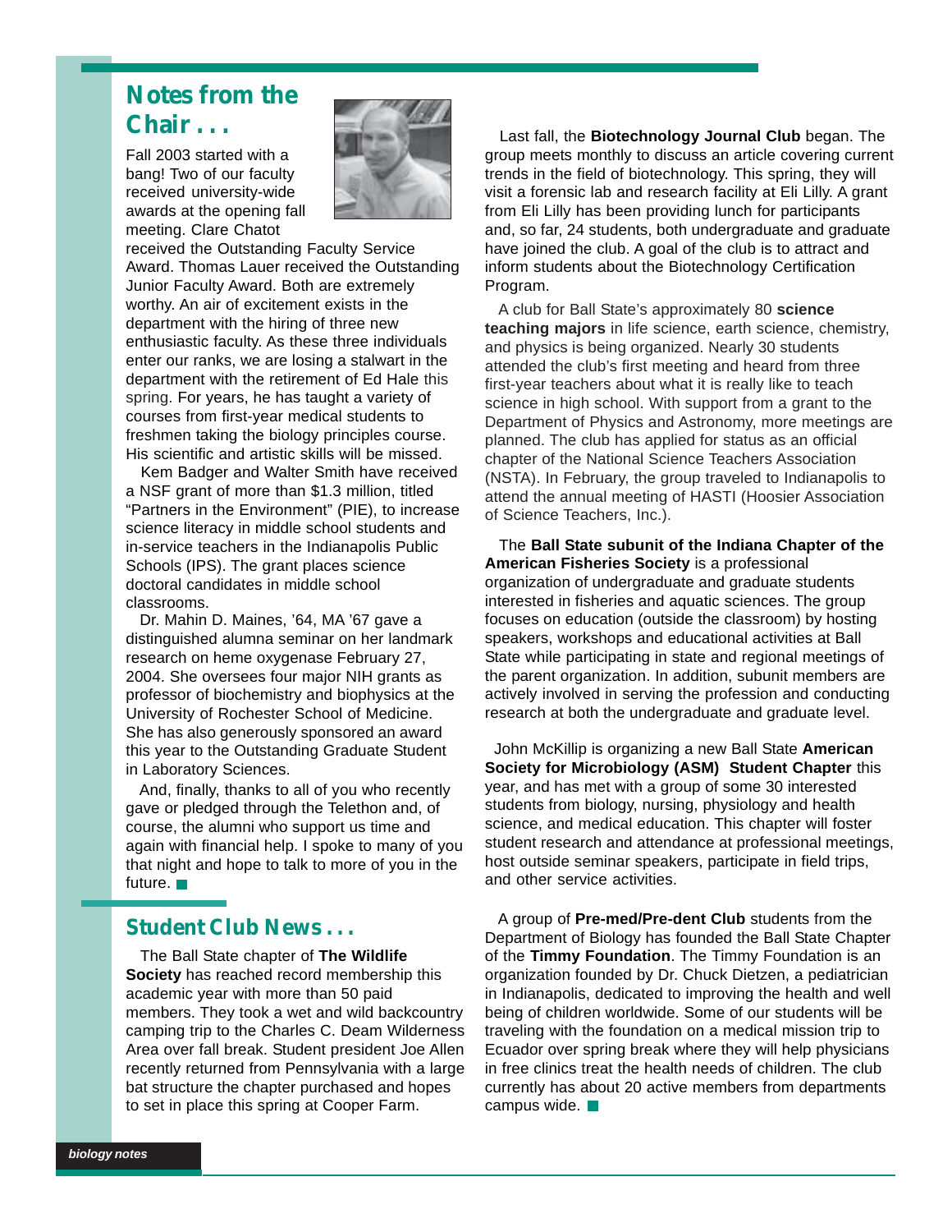## Notes from the Chair . . .

Fall 2003 started with a bang! Two of our faculty received university-wide awards at the opening fall meeting. Clare Chatot received the Outstanding Faculty Service Award. Thomas Lauer received the Outstanding Junior Faculty Award. Both are extremely worthy. An air of excitement exists in the department with the hiring of three new enthusiastic faculty. As these three individuals enter our ranks, we are losing a stalwart in the department with the retirement of Ed Hale this spring. For years, he has taught a variety of courses from first-year medical students to freshmen taking the biology principles course. His scientific and artistic skills will be missed.

Kem Badger and Walter Smith have received a NSF grant of more than $1.3 million, titled "Partners in the Environment" (PIE), to increase science literacy in middle school students and in-service teachers in the Indianapolis Public Schools (IPS). The grant places science doctoral candidates in middle school classrooms.

Dr. Mahin D. Maines, '64, MA '67 gave a distinguished alumna seminar on her landmark research on heme oxygenase February 27, 2004. She oversees four major NIH grants as professor of biochemistry and biophysics at the University of Rochester School of Medicine. She has also generously sponsored an award this year to the Outstanding Graduate Student in Laboratory Sciences.

And, finally, thanks to all of you who recently gave or pledged through the Telethon and, of course, the alumni who support us time and again with financial help. I spoke to many of you that night and hope to talk to more of you in the future. ■

## Student Club News . . .

The Ball State chapter of **The Wildlife Society** has reached record membership this academic year with more than 50 paid members. They took a wet and wild backcountry camping trip to the Charles C. Deam Wilderness Area over fall break. Student president Joe Allen recently returned from Pennsylvania with a large bat structure the chapter purchased and hopes to set in place this spring at Cooper Farm.

Last fall, the **Biotechnology Journal Club** began. The group meets monthly to discuss an article covering current trends in the field of biotechnology. This spring, they will visit a forensic lab and research facility at Eli Lilly. A grant from Eli Lilly has been providing lunch for participants and, so far, 24 students, both undergraduate and graduate have joined the club. A goal of the club is to attract and inform students about the Biotechnology Certification Program.

A club for Ball State's approximately 80 **science teaching majors** in life science, earth science, chemistry, and physics is being organized. Nearly 30 students attended the club's first meeting and heard from three first-year teachers about what it is really like to teach science in high school. With support from a grant to the Department of Physics and Astronomy, more meetings are planned. The club has applied for status as an official chapter of the National Science Teachers Association (NSTA). In February, the group traveled to Indianapolis to attend the annual meeting of HASTI (Hoosier Association of Science Teachers, Inc.).

The **Ball State subunit of the Indiana Chapter of the American Fisheries Society** is a professional organization of undergraduate and graduate students interested in fisheries and aquatic sciences. The group focuses on education (outside the classroom) by hosting speakers, workshops and educational activities at Ball State while participating in state and regional meetings of the parent organization. In addition, subunit members are actively involved in serving the profession and conducting research at both the undergraduate and graduate level.

John McKillip is organizing a new Ball State **American Society for Microbiology (ASM) Student Chapter** this year, and has met with a group of some 30 interested students from biology, nursing, physiology and health science, and medical education. This chapter will foster student research and attendance at professional meetings, host outside seminar speakers, participate in field trips, and other service activities.

A group of **Pre-med/Pre-dent Club** students from the Department of Biology has founded the Ball State Chapter of the **Timmy Foundation**. The Timmy Foundation is an organization founded by Dr. Chuck Dietzen, a pediatrician in Indianapolis, dedicated to improving the health and well being of children worldwide. Some of our students will be traveling with the foundation on a medical mission trip to Ecuador over spring break where they will help physicians in free clinics treat the health needs of children. The club currently has about 20 active members from departments campus wide. ■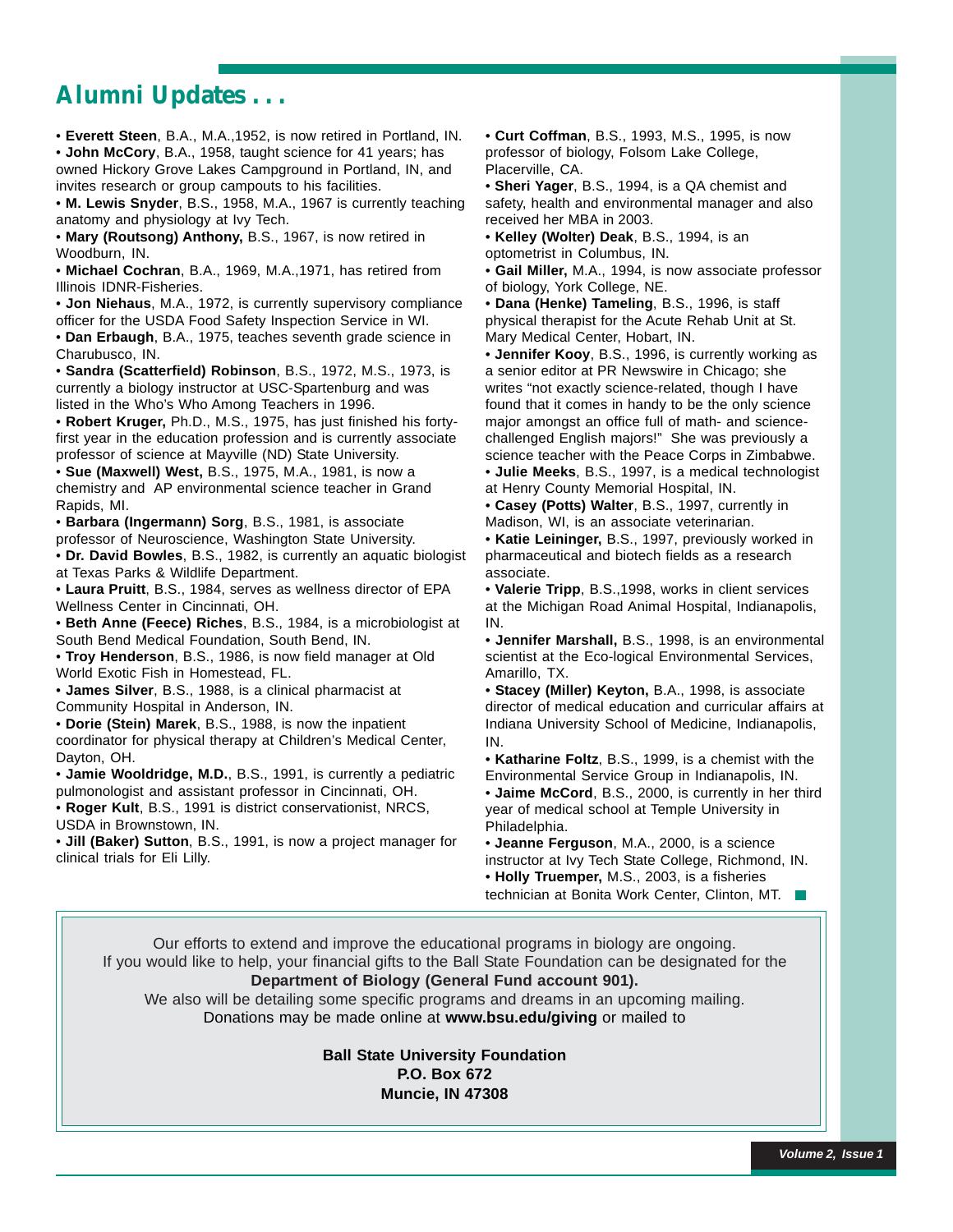## Alumni Updates . . .

- **Everett Steen**, B.A., M.A.,1952, is now retired in Portland, IN.
- **John McCory**, B.A., 1958, taught science for 41 years; has owned Hickory Grove Lakes Campground in Portland, IN, and invites research or group campouts to his facilities.
- **M. Lewis Snyder**, B.S., 1958, M.A., 1967 is currently teaching anatomy and physiology at Ivy Tech.
- **Mary (Routsong) Anthony,** B.S., 1967, is now retired in Woodburn, IN.
- **Michael Cochran**, B.A., 1969, M.A.,1971, has retired from Illinois IDNR-Fisheries.
- **Jon Niehaus**, M.A., 1972, is currently supervisory compliance officer for the USDA Food Safety Inspection Service in WI.
- **Dan Erbaugh**, B.A., 1975, teaches seventh grade science in Charubusco, IN.
- **Sandra (Scatterfield) Robinson**, B.S., 1972, M.S., 1973, is currently a biology instructor at USC-Spartenburg and was listed in the Who's Who Among Teachers in 1996.
- **Robert Kruger,** Ph.D., M.S., 1975, has just finished his forty-first year in the education profession and is currently associate professor of science at Mayville (ND) State University.
- **Sue (Maxwell) West,** B.S., 1975, M.A., 1981, is now a chemistry and AP environmental science teacher in Grand Rapids, MI.
- **Barbara (Ingermann) Sorg**, B.S., 1981, is associate professor of Neuroscience, Washington State University.
- **Dr. David Bowles**, B.S., 1982, is currently an aquatic biologist at Texas Parks & Wildlife Department.
- **Laura Pruitt**, B.S., 1984, serves as wellness director of EPA Wellness Center in Cincinnati, OH.
- **Beth Anne (Feece) Riches**, B.S., 1984, is a microbiologist at South Bend Medical Foundation, South Bend, IN.
- **Troy Henderson**, B.S., 1986, is now field manager at Old World Exotic Fish in Homestead, FL.
- **James Silver**, B.S., 1988, is a clinical pharmacist at Community Hospital in Anderson, IN.
- **Dorie (Stein) Marek**, B.S., 1988, is now the inpatient coordinator for physical therapy at Children's Medical Center, Dayton, OH.
- **Jamie Wooldridge, M.D.**, B.S., 1991, is currently a pediatric pulmonologist and assistant professor in Cincinnati, OH.
- **Roger Kult**, B.S., 1991 is district conservationist, NRCS, USDA in Brownstown, IN.
- **Jill (Baker) Sutton**, B.S., 1991, is now a project manager for clinical trials for Eli Lilly.
- **Curt Coffman**, B.S., 1993, M.S., 1995, is now professor of biology, Folsom Lake College, Placerville, CA.
- **Sheri Yager**, B.S., 1994, is a QA chemist and safety, health and environmental manager and also received her MBA in 2003.
- **Kelley (Wolter) Deak**, B.S., 1994, is an optometrist in Columbus, IN.
- **Gail Miller,** M.A., 1994, is now associate professor of biology, York College, NE.
- **Dana (Henke) Tameling**, B.S., 1996, is staff physical therapist for the Acute Rehab Unit at St. Mary Medical Center, Hobart, IN.
- **Jennifer Kooy**, B.S., 1996, is currently working as a senior editor at PR Newswire in Chicago; she writes "not exactly science-related, though I have found that it comes in handy to be the only science major amongst an office full of math- and science-challenged English majors!" She was previously a science teacher with the Peace Corps in Zimbabwe.
- **Julie Meeks**, B.S., 1997, is a medical technologist at Henry County Memorial Hospital, IN.
- **Casey (Potts) Walter**, B.S., 1997, currently in Madison, WI, is an associate veterinarian.
- **Katie Leininger,** B.S., 1997, previously worked in pharmaceutical and biotech fields as a research associate.
- **Valerie Tripp**, B.S.,1998, works in client services at the Michigan Road Animal Hospital, Indianapolis, IN.
- **Jennifer Marshall,** B.S., 1998, is an environmental scientist at the Eco-logical Environmental Services, Amarillo, TX.
- **Stacey (Miller) Keyton,** B.A., 1998, is associate director of medical education and curricular affairs at Indiana University School of Medicine, Indianapolis, IN.
- **Katharine Foltz**, B.S., 1999, is a chemist with the Environmental Service Group in Indianapolis, IN.
- **Jaime McCord**, B.S., 2000, is currently in her third year of medical school at Temple University in Philadelphia.
- **Jeanne Ferguson**, M.A., 2000, is a science instructor at Ivy Tech State College, Richmond, IN.
- **Holly Truemper,** M.S., 2003, is a fisheries technician at Bonita Work Center, Clinton, MT.

Our efforts to extend and improve the educational programs in biology are ongoing.
If you would like to help, your financial gifts to the Ball State Foundation can be designated for the **Department of Biology (General Fund account 901).**
We also will be detailing some specific programs and dreams in an upcoming mailing.
Donations may be made online at **www.bsu.edu/giving** or mailed to

**Ball State University Foundation**
**P.O. Box 672**
**Muncie, IN 47308**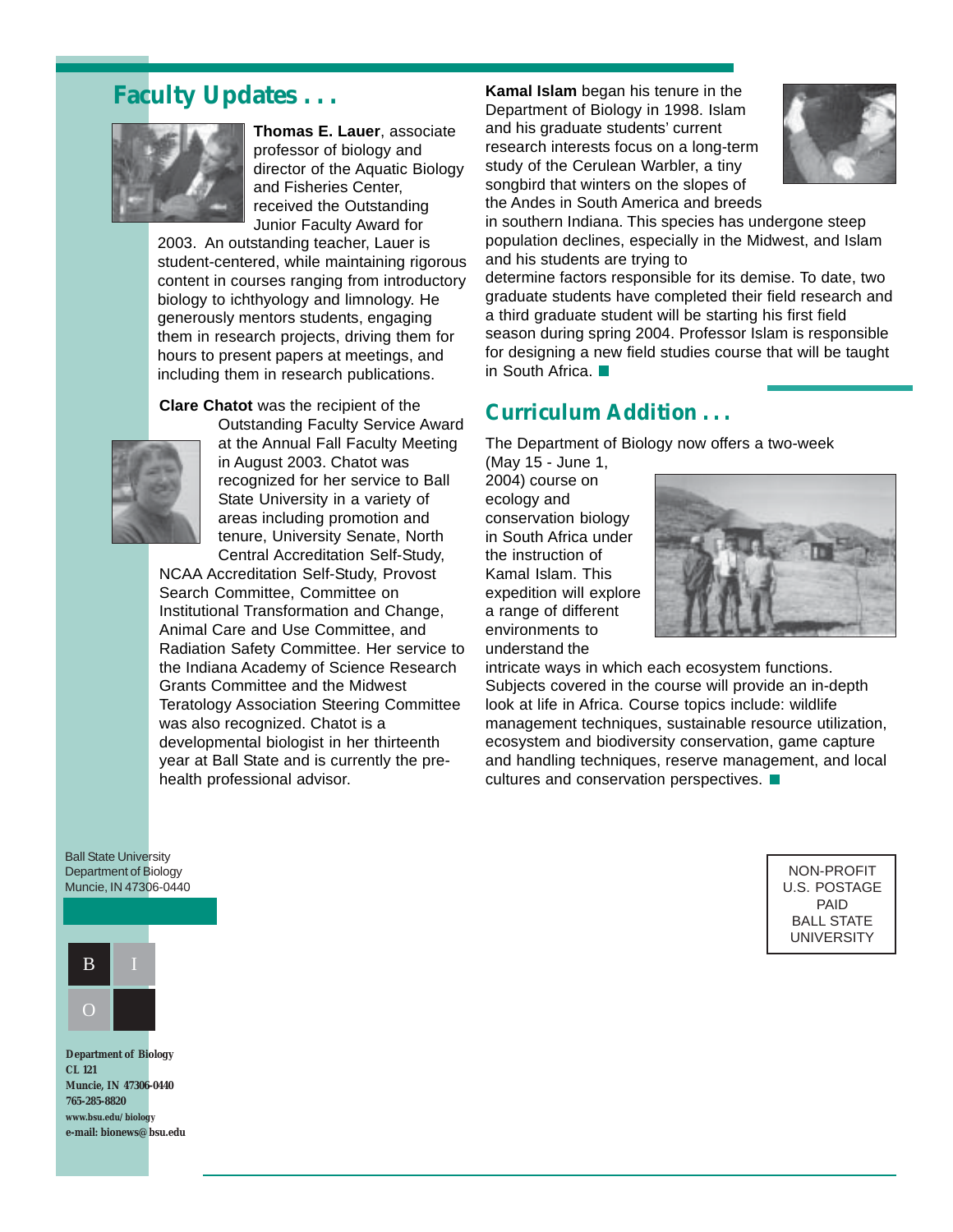## Faculty Updates . . .

**Thomas E. Lauer**, associate professor of biology and director of the Aquatic Biology and Fisheries Center, received the Outstanding Junior Faculty Award for 2003. An outstanding teacher, Lauer is student-centered, while maintaining rigorous content in courses ranging from introductory biology to ichthyology and limnology. He generously mentors students, engaging them in research projects, driving them for hours to present papers at meetings, and including them in research publications.

**Clare Chatot** was the recipient of the Outstanding Faculty Service Award at the Annual Fall Faculty Meeting in August 2003. Chatot was recognized for her service to Ball State University in a variety of areas including promotion and tenure, University Senate, North Central Accreditation Self-Study, NCAA Accreditation Self-Study, Provost Search Committee, Committee on Institutional Transformation and Change, Animal Care and Use Committee, and Radiation Safety Committee. Her service to the Indiana Academy of Science Research Grants Committee and the Midwest Teratology Association Steering Committee was also recognized. Chatot is a developmental biologist in her thirteenth year at Ball State and is currently the pre-health professional advisor.

**Kamal Islam** began his tenure in the Department of Biology in 1998. Islam and his graduate students' current research interests focus on a long-term study of the Cerulean Warbler, a tiny songbird that winters on the slopes of the Andes in South America and breeds in southern Indiana. This species has undergone steep population declines, especially in the Midwest, and Islam and his students are trying to determine factors responsible for its demise. To date, two graduate students have completed their field research and a third graduate student will be starting his first field season during spring 2004. Professor Islam is responsible for designing a new field studies course that will be taught in South Africa.

## Curriculum Addition . . .

The Department of Biology now offers a two-week (May 15 - June 1, 2004) course on ecology and conservation biology in South Africa under the instruction of Kamal Islam. This expedition will explore a range of different environments to understand the intricate ways in which each ecosystem functions. Subjects covered in the course will provide an in-depth look at life in Africa. Course topics include: wildlife management techniques, sustainable resource utilization, ecosystem and biodiversity conservation, game capture and handling techniques, reserve management, and local cultures and conservation perspectives.

Ball State University
Department of Biology
Muncie, IN 47306-0440

B I O

**Department of Biology**
**CL 121**
**Muncie, IN 47306-0440**
**765-285-8820**
**www.bsu.edu/biology**
**e-mail: bionews@bsu.edu**

NON-PROFIT
U.S. POSTAGE
PAID
BALL STATE
UNIVERSITY